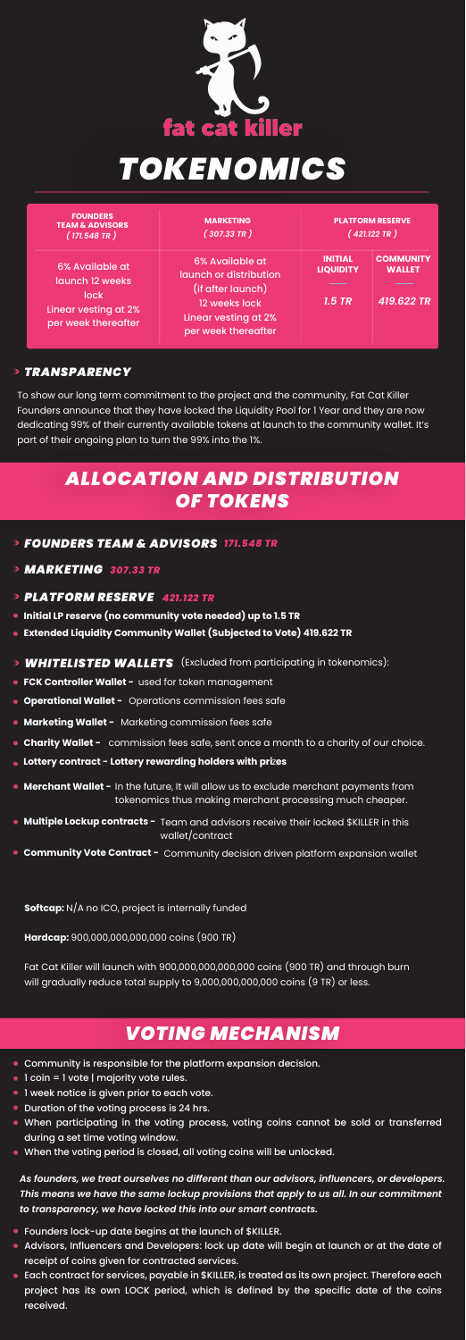fat cat killer

# TOKENOMICS

| FOUNDERS TEAM & ADVISORS ( 171.548 TR ) | MARKETING ( 307.33 TR ) | PLATFORM RESERVE ( 421.122 TR ) | |
|---|---|---|---|
| | | INITIAL LIQUIDITY | COMMUNITY WALLET |
| 6% Available at launch 12 weeks lock Linear vesting at 2% per week thereafter | 6% Available at launch or distribution (if after launch) 12 weeks lock Linear vesting at 2% per week thereafter | *1.5 TR* | *419.622 TR* |

### › *TRANSPARENCY*

To show our long term commitment to the project and the community, Fat Cat Killer Founders announce that they have locked the Liquidity Pool for 1 Year and they are now dedicating 99% of their currently available tokens at launch to the community wallet. It's part of their ongoing plan to turn the 99% into the 1%.

## *ALLOCATION AND DISTRIBUTION OF TOKENS*

### › *FOUNDERS TEAM & ADVISORS* *171.548 TR*

### › *MARKETING* *307.33 TR*

### › *PLATFORM RESERVE* *421.122 TR*

- **Initial LP reserve (no community vote needed) up to 1.5 TR**
- **Extended Liquidity Community Wallet (Subjected to Vote) 419.622 TR**

### › *WHITELISTED WALLETS* (Excluded from participating in tokenomics):

- **FCK Controller Wallet -** used for token management
- **Operational Wallet -** Operations commission fees safe
- **Marketing Wallet -** Marketing commission fees safe
- **Charity Wallet -** commission fees safe, sent once a month to a charity of our choice.
- **Lottery contract - Lottery rewarding holders with prizes**
- **Merchant Wallet -** In the future, It will allow us to exclude merchant payments from tokenomics thus making merchant processing much cheaper.
- **Multiple Lockup contracts -** Team and advisors receive their locked $KILLER in this wallet/contract
- **Community Vote Contract -** Community decision driven platform expansion wallet

**Softcap:** N/A no ICO, project is internally funded

**Hardcap:** 900,000,000,000,000 coins (900 TR)

Fat Cat Killer will launch with 900,000,000,000,000 coins (900 TR) and through burn will gradually reduce total supply to 9,000,000,000,000 coins (9 TR) or less.

## *VOTING MECHANISM*

- Community is responsible for the platform expansion decision.
- 1 coin = 1 vote | majority vote rules.
- 1 week notice is given prior to each vote.
- Duration of the voting process is 24 hrs.
- When participating in the voting process, voting coins cannot be sold or transferred during a set time voting window.
- When the voting period is closed, all voting coins will be unlocked.

***As founders, we treat ourselves no different than our advisors, influencers, or developers. This means we have the same lockup provisions that apply to us all. In our commitment to transparency, we have locked this into our smart contracts.***

- Founders lock-up date begins at the launch of $KILLER.
- Advisors, Influencers and Developers: lock up date will begin at launch or at the date of receipt of coins given for contracted services.
- Each contract for services, payable in $KILLER, is treated as its own project. Therefore each project has its own LOCK period, which is defined by the specific date of the coins received.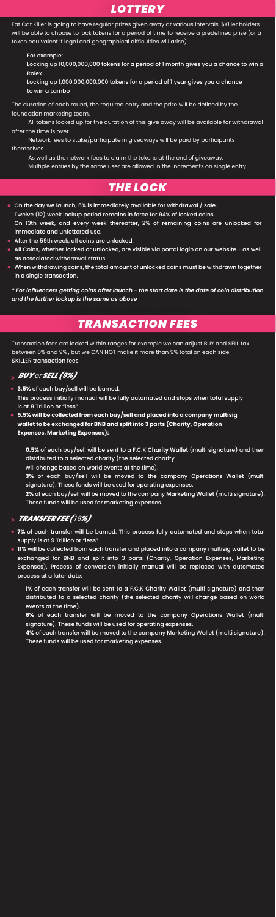## LOTTERY

Fat Cat Killer is going to have regular prizes given away at various intervals. $Killer holders will be able to choose to lock tokens for a period of time to receive a predefined prize (or a token equivalent if legal and geographical difficulties will arise)

For example:

Locking up 10,000,000,000 tokens for a period of 1 month gives you a chance to win a Rolex

Locking up 1,000,000,000,000 tokens for a period of 1 year gives you a chance to win a Lambo

The duration of each round, the required entry and the prize will be defined by the foundation marketing team.

All tokens locked up for the duration of this give away will be available for withdrawal after the time is over.

Network fees to stake/participate in giveaways will be paid by participants themselves.

As well as the network fees to claim the tokens at the end of giveaway.

Multiple entries by the same user are allowed in the increments on single entry

## THE LOCK

- On the day we launch, 6% is immediately available for withdrawal / sale. Twelve (12) week lockup period remains in force for 94% of locked coins. On 13th week, and every week thereafter, 2% of remaining coins are unlocked for immediate and unfettered use.
- After the 59th week, all coins are unlocked.
- All Coins, whether locked or unlocked, are visible via portal login on our website - as well as associated withdrawal status.
- When withdrawing coins, the total amount of unlocked coins must be withdrawn together in a single transaction.

***For influencers getting coins after launch - the start date is the date of coin distribution and the further lockup is the same as above***

## TRANSACTION FEES

Transaction fees are locked within ranges for example we can adjust BUY and SELL tax between 0% and 9% , but we CAN NOT make it more than 9% total on each side. $KILLER transaction fees

### *BUY or SELL (9%)*

- **3.5%** of each buy/sell will be burned. This process initially manual will be fully automated and stops when total supply is at 9 Trillion or "less"
- **5.5% will be collected from each buy/sell and placed into a company multisig wallet to be exchanged for BNB and split into 3 parts (Charity, Operation Expenses, Marketing Expenses):**

**0.5%** of each buy/sell will be sent to a F.C.K **Charity Wallet** (multi signature) and then distributed to a selected charity (the selected charity will change based on world events at the time).

**3%** of each buy/sell will be moved to the company Operations Wallet (multi signature). These funds will be used for operating expenses.

**2%** of each buy/sell will be moved to the company **Marketing Wallet** (multi signature). These funds will be used for marketing expenses.

### *TRANSFER FEE (18%)*

- **7%** of each transfer will be burned. This process fully automated and stops when total supply is at 9 Trillion or "less"
- **11%** will be collected from each transfer and placed into a company multisig wallet to be exchanged for BNB and split into 3 parts (Charity, Operation Expenses, Marketing Expenses). Process of conversion initially manual will be replaced with automated process at a later date:

**1%** of each transfer will be sent to a F.C.K Charity Wallet (multi signature) and then distributed to a selected charity (the selected charity will change based on world events at the time).

**6%** of each transfer will be moved to the company Operations Wallet (multi signature). These funds will be used for operating expenses.

**4%** of each transfer will be moved to the company Marketing Wallet (multi signature). These funds will be used for marketing expenses.